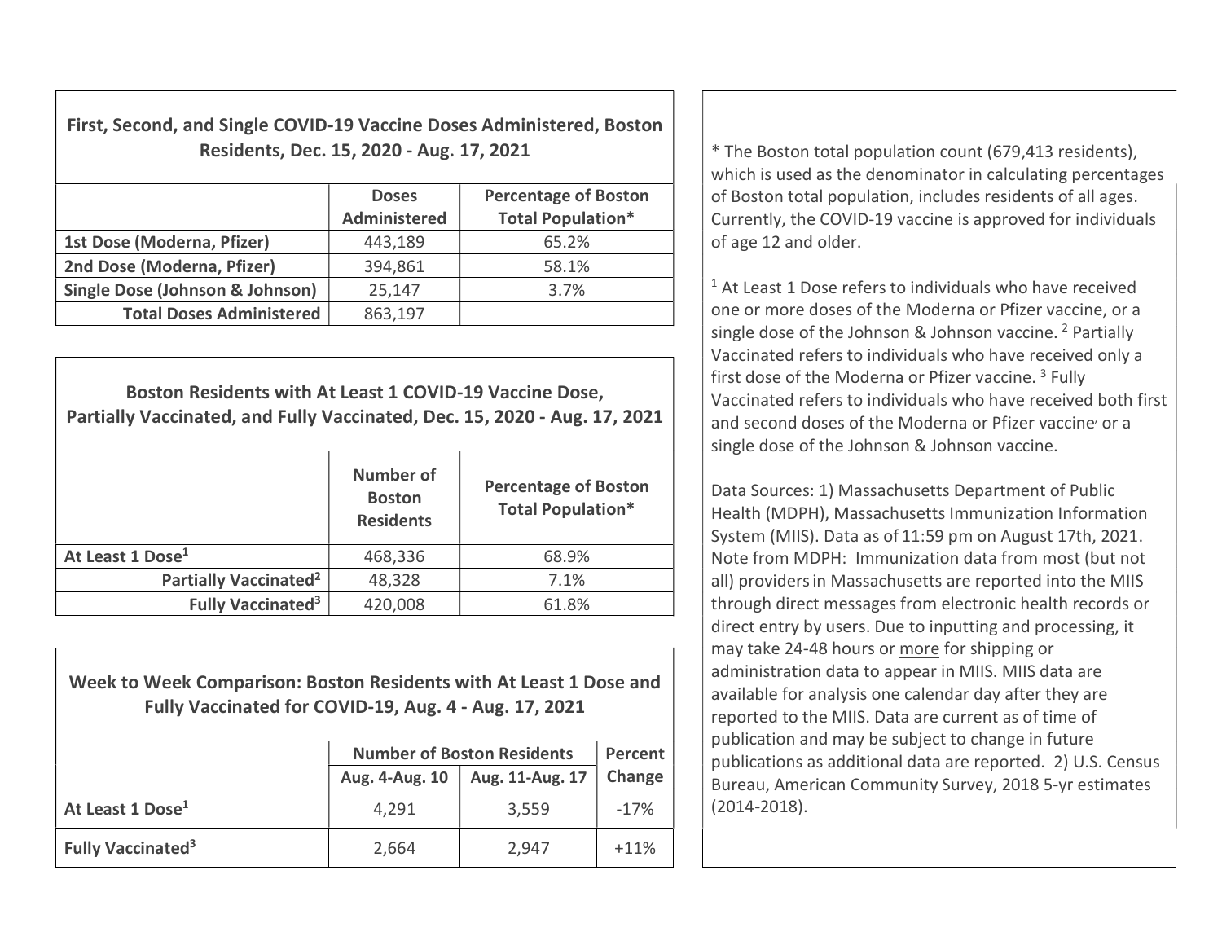## First, Second, and Single COVID-19 Vaccine Doses Administered, Boston Residents, Dec. 15, 2020 - Aug. 17, 2021

| | Doses Administered | Percentage of Boston Total Population* |
|---|---|---|
| **1st Dose (Moderna, Pfizer)** | 443,189 | 65.2% |
| **2nd Dose (Moderna, Pfizer)** | 394,861 | 58.1% |
| **Single Dose (Johnson & Johnson)** | 25,147 | 3.7% |
| **Total Doses Administered** | 863,197 | |

## Boston Residents with At Least 1 COVID-19 Vaccine Dose, Partially Vaccinated, and Fully Vaccinated, Dec. 15, 2020 - Aug. 17, 2021

| | Number of Boston Residents | Percentage of Boston Total Population* |
|---|---|---|
| **At Least 1 Dose[1]** | 468,336 | 68.9% |
| **Partially Vaccinated[2]** | 48,328 | 7.1% |
| **Fully Vaccinated[3]** | 420,008 | 61.8% |

## Week to Week Comparison: Boston Residents with At Least 1 Dose and Fully Vaccinated for COVID-19, Aug. 4 - Aug. 17, 2021

| | Number of Boston Residents | | Percent Change |
|---|---|---|---|
| | Aug. 4-Aug. 10 | Aug. 11-Aug. 17 | |
| **At Least 1 Dose[1]** | 4,291 | 3,559 | -17% |
| **Fully Vaccinated[3]** | 2,664 | 2,947 | +11% |

* The Boston total population count (679,413 residents), which is used as the denominator in calculating percentages of Boston total population, includes residents of all ages. Currently, the COVID-19 vaccine is approved for individuals of age 12 and older.

[1] At Least 1 Dose refers to individuals who have received one or more doses of the Moderna or Pfizer vaccine, or a single dose of the Johnson & Johnson vaccine. [2] Partially Vaccinated refers to individuals who have received only a first dose of the Moderna or Pfizer vaccine. [3] Fully Vaccinated refers to individuals who have received both first and second doses of the Moderna or Pfizer vaccine, or a single dose of the Johnson & Johnson vaccine.

Data Sources: 1) Massachusetts Department of Public Health (MDPH), Massachusetts Immunization Information System (MIIS). Data as of 11:59 pm on August 17th, 2021. Note from MDPH: Immunization data from most (but not all) providers in Massachusetts are reported into the MIIS through direct messages from electronic health records or direct entry by users. Due to inputting and processing, it may take 24-48 hours or more for shipping or administration data to appear in MIIS. MIIS data are available for analysis one calendar day after they are reported to the MIIS. Data are current as of time of publication and may be subject to change in future publications as additional data are reported. 2) U.S. Census Bureau, American Community Survey, 2018 5-yr estimates (2014-2018).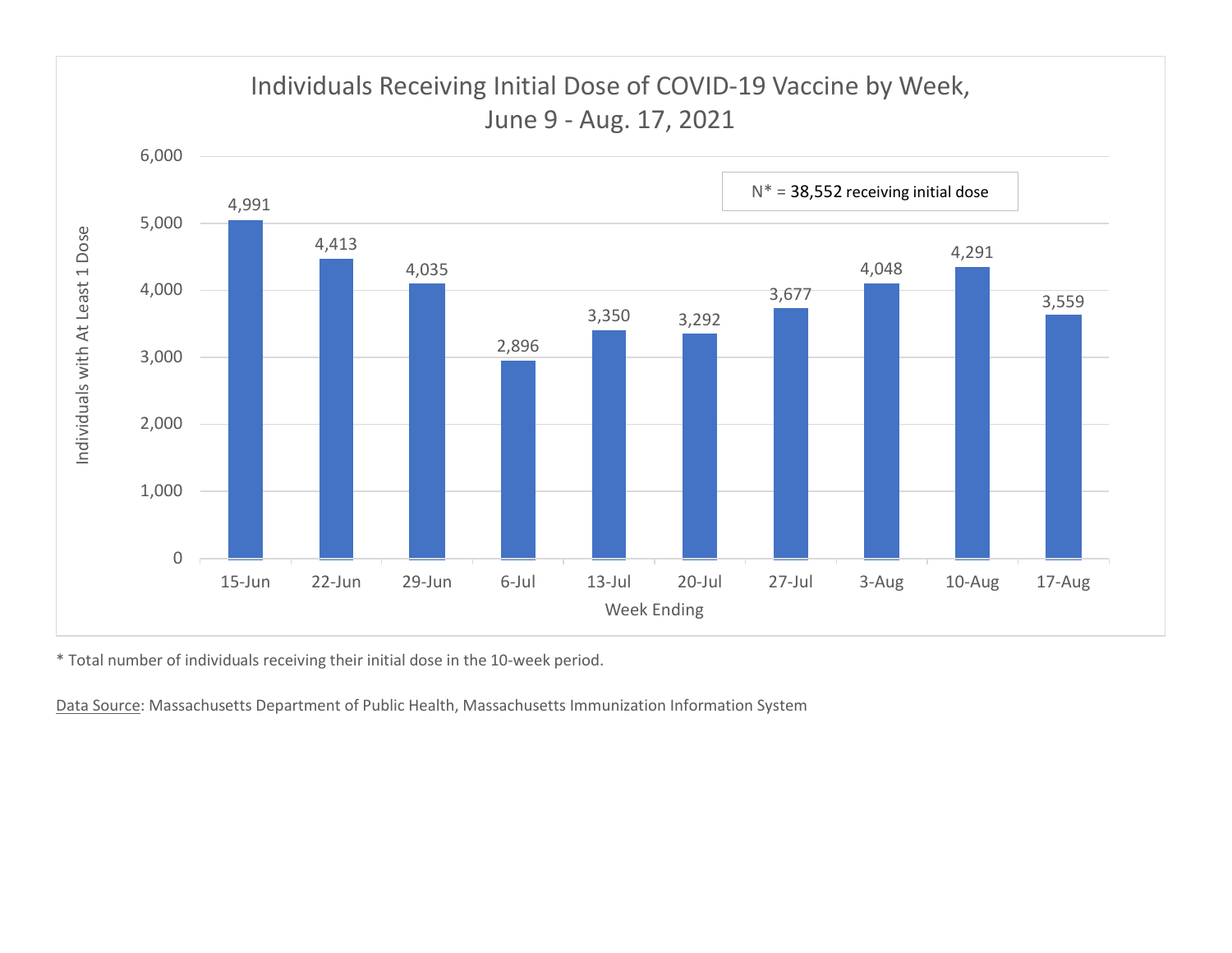## Individuals Receiving Initial Dose of COVID-19 Vaccine by Week, June 9 - Aug. 17, 2021

N* = 38,552 receiving initial dose

| Week Ending | Individuals with At Least 1 Dose |
|---|---|
| 15-Jun | 4,991 |
| 22-Jun | 4,413 |
| 29-Jun | 4,035 |
| 6-Jul | 2,896 |
| 13-Jul | 3,350 |
| 20-Jul | 3,292 |
| 27-Jul | 3,677 |
| 3-Aug | 4,048 |
| 10-Aug | 4,291 |
| 17-Aug | 3,559 |

* Total number of individuals receiving their initial dose in the 10-week period.

Data Source: Massachusetts Department of Public Health, Massachusetts Immunization Information System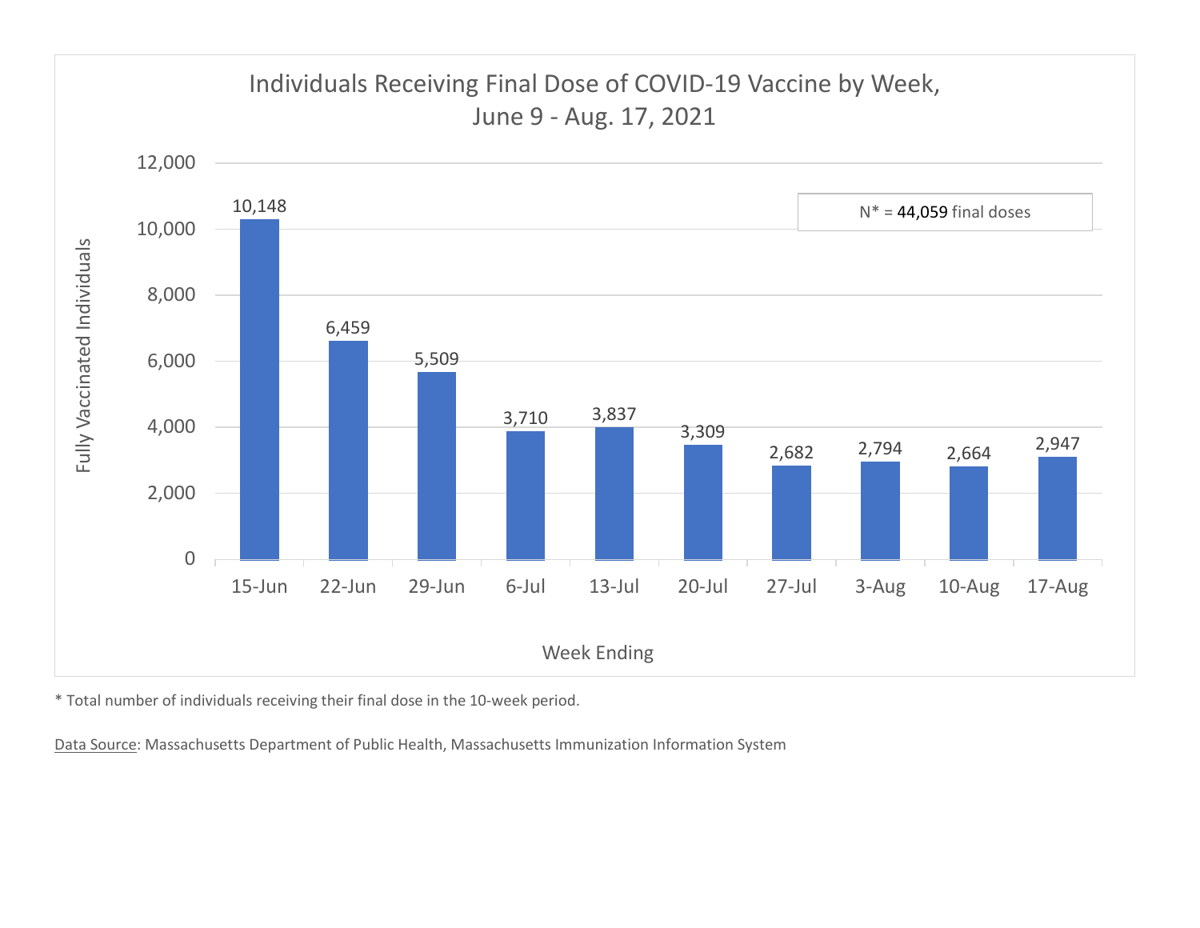## Individuals Receiving Final Dose of COVID-19 Vaccine by Week, June 9 - Aug. 17, 2021

N* = **44,059** final doses

| Week Ending | Fully Vaccinated Individuals |
|---|---|
| 15-Jun | 10,148 |
| 22-Jun | 6,459 |
| 29-Jun | 5,509 |
| 6-Jul | 3,710 |
| 13-Jul | 3,837 |
| 20-Jul | 3,309 |
| 27-Jul | 2,682 |
| 3-Aug | 2,794 |
| 10-Aug | 2,664 |
| 17-Aug | 2,947 |

* Total number of individuals receiving their final dose in the 10-week period.

Data Source: Massachusetts Department of Public Health, Massachusetts Immunization Information System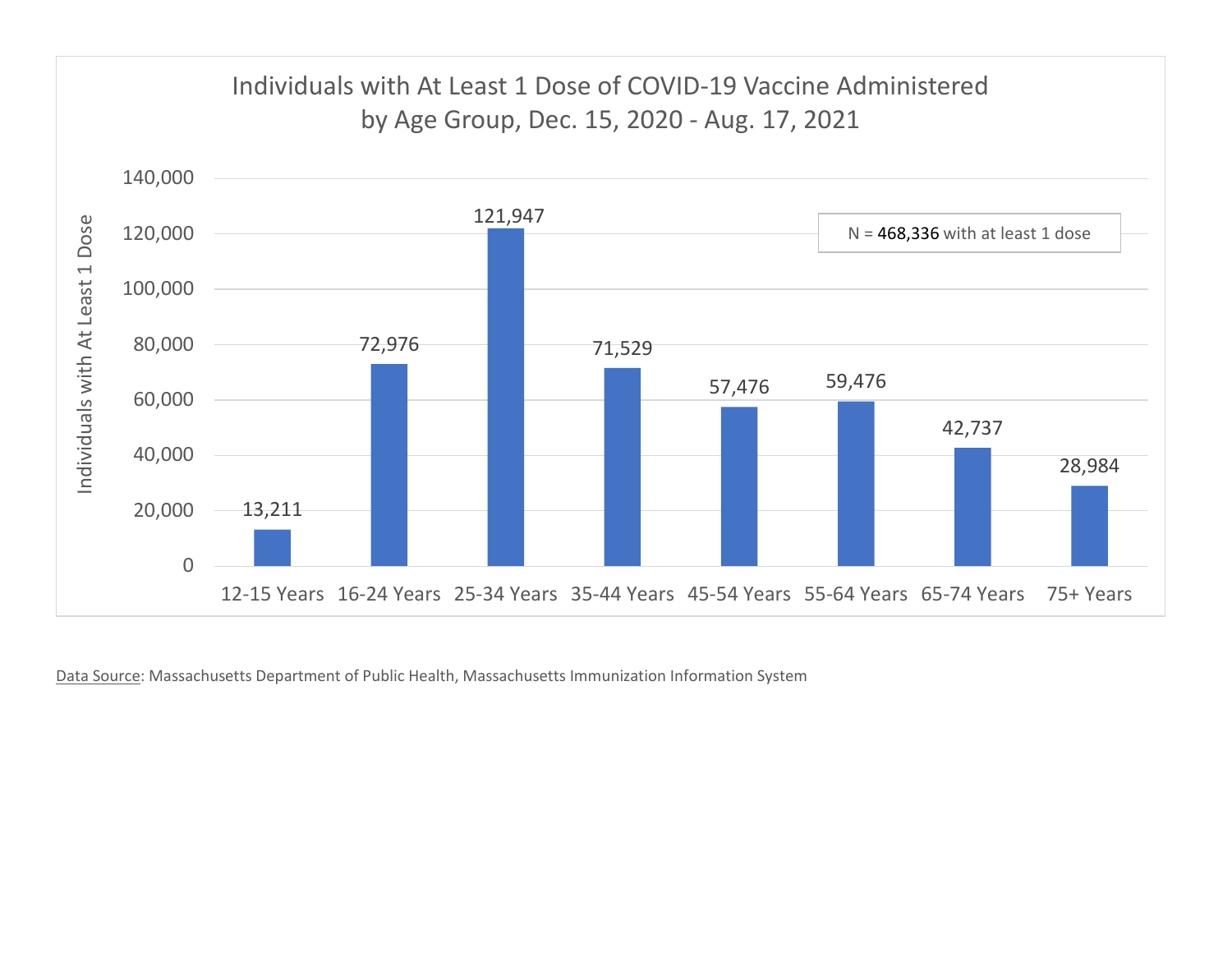## Individuals with At Least 1 Dose of COVID-19 Vaccine Administered by Age Group, Dec. 15, 2020 - Aug. 17, 2021

N = 468,336 with at least 1 dose

| Age Group | Individuals with At Least 1 Dose |
|---|---|
| 12-15 Years | 13,211 |
| 16-24 Years | 72,976 |
| 25-34 Years | 121,947 |
| 35-44 Years | 71,529 |
| 45-54 Years | 57,476 |
| 55-64 Years | 59,476 |
| 65-74 Years | 42,737 |
| 75+ Years | 28,984 |

Data Source: Massachusetts Department of Public Health, Massachusetts Immunization Information System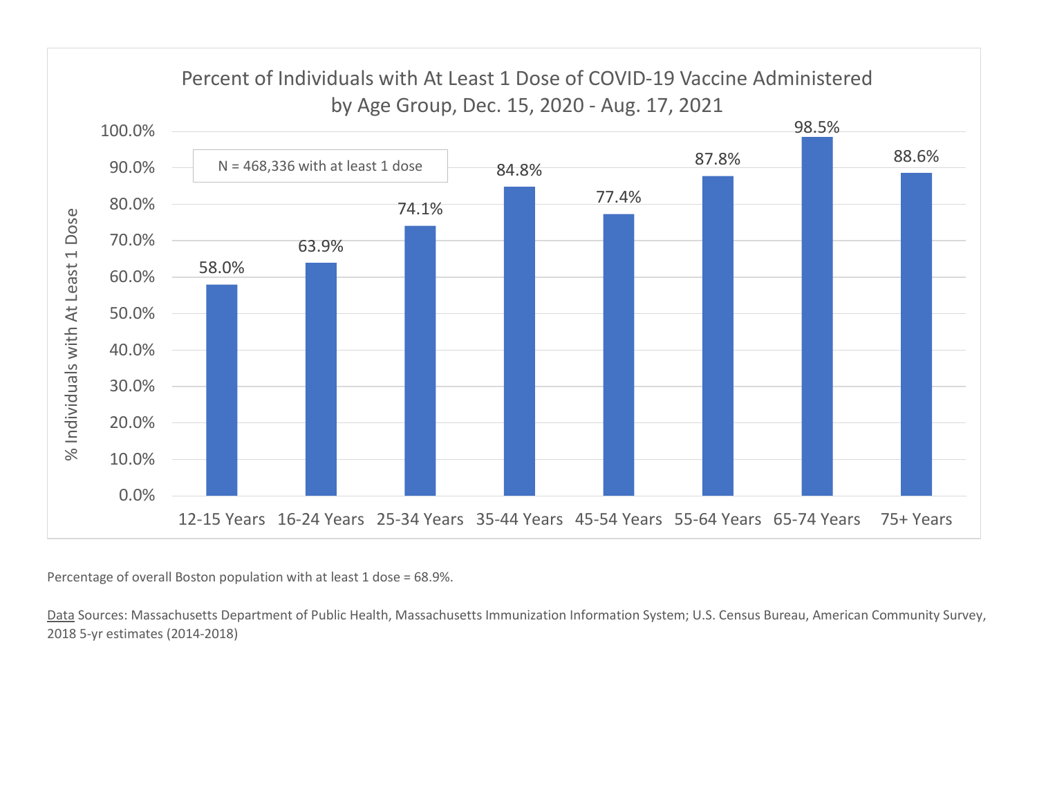Percent of Individuals with At Least 1 Dose of COVID-19 Vaccine Administered by Age Group, Dec. 15, 2020 - Aug. 17, 2021

N = 468,336 with at least 1 dose

| Age Group | % Individuals with At Least 1 Dose |
|---|---|
| 12-15 Years | 58.0% |
| 16-24 Years | 63.9% |
| 25-34 Years | 74.1% |
| 35-44 Years | 84.8% |
| 45-54 Years | 77.4% |
| 55-64 Years | 87.8% |
| 65-74 Years | 98.5% |
| 75+ Years | 88.6% |

Percentage of overall Boston population with at least 1 dose = 68.9%.

Data Sources: Massachusetts Department of Public Health, Massachusetts Immunization Information System; U.S. Census Bureau, American Community Survey, 2018 5-yr estimates (2014-2018)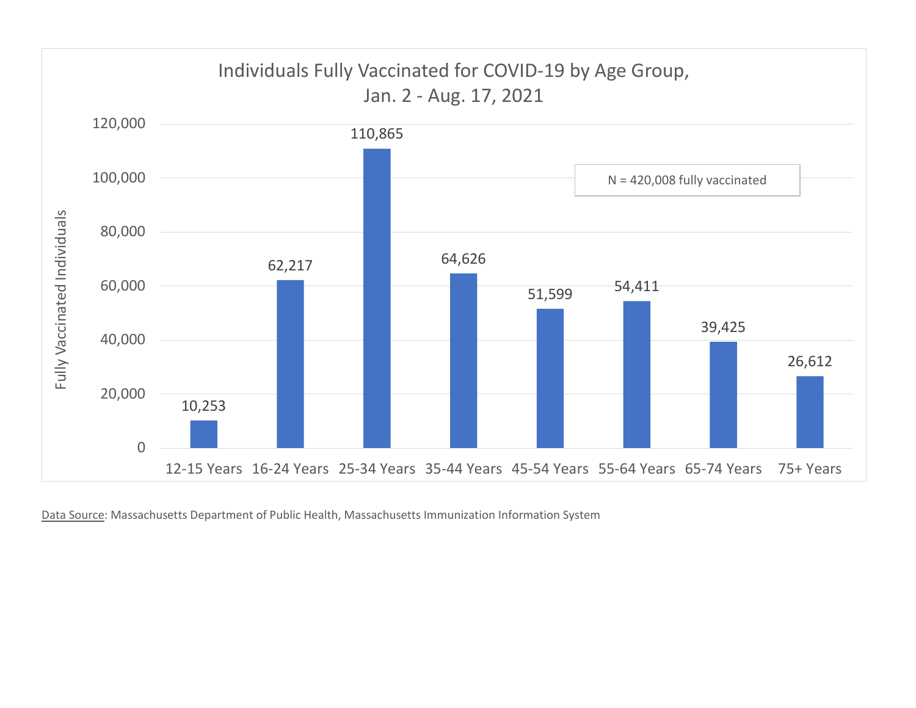## Individuals Fully Vaccinated for COVID-19 by Age Group, Jan. 2 - Aug. 17, 2021

N = 420,008 fully vaccinated

| Age Group | Fully Vaccinated Individuals |
| --- | --- |
| 12-15 Years | 10,253 |
| 16-24 Years | 62,217 |
| 25-34 Years | 110,865 |
| 35-44 Years | 64,626 |
| 45-54 Years | 51,599 |
| 55-64 Years | 54,411 |
| 65-74 Years | 39,425 |
| 75+ Years | 26,612 |

Data Source: Massachusetts Department of Public Health, Massachusetts Immunization Information System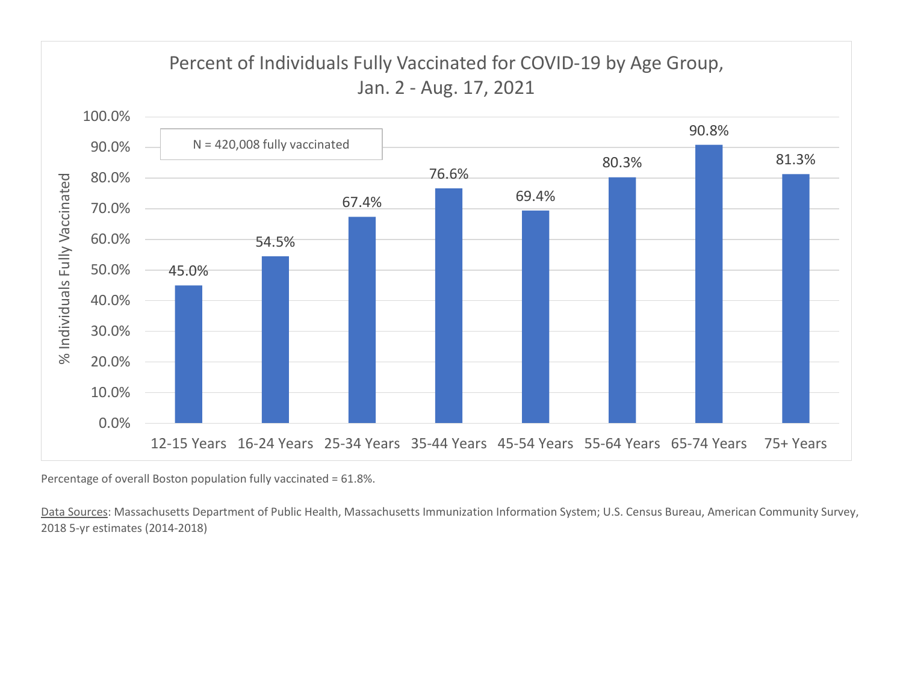## Percent of Individuals Fully Vaccinated for COVID-19 by Age Group, Jan. 2 - Aug. 17, 2021

N = 420,008 fully vaccinated

| Age Group | % Individuals Fully Vaccinated |
|---|---|
| 12-15 Years | 45.0% |
| 16-24 Years | 54.5% |
| 25-34 Years | 67.4% |
| 35-44 Years | 76.6% |
| 45-54 Years | 69.4% |
| 55-64 Years | 80.3% |
| 65-74 Years | 90.8% |
| 75+ Years | 81.3% |

Percentage of overall Boston population fully vaccinated = 61.8%.

Data Sources: Massachusetts Department of Public Health, Massachusetts Immunization Information System; U.S. Census Bureau, American Community Survey, 2018 5-yr estimates (2014-2018)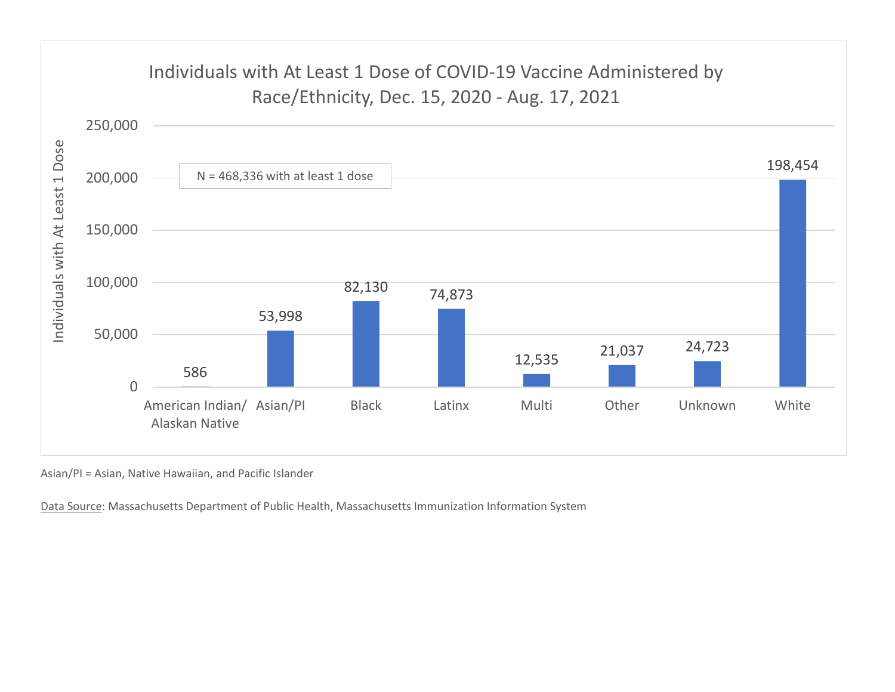## Individuals with At Least 1 Dose of COVID-19 Vaccine Administered by Race/Ethnicity, Dec. 15, 2020 - Aug. 17, 2021

N = 468,336 with at least 1 dose

| Race/Ethnicity | Individuals with At Least 1 Dose |
|---|---|
| American Indian/ Alaskan Native | 586 |
| Asian/PI | 53,998 |
| Black | 82,130 |
| Latinx | 74,873 |
| Multi | 12,535 |
| Other | 21,037 |
| Unknown | 24,723 |
| White | 198,454 |

Asian/PI = Asian, Native Hawaiian, and Pacific Islander

Data Source: Massachusetts Department of Public Health, Massachusetts Immunization Information System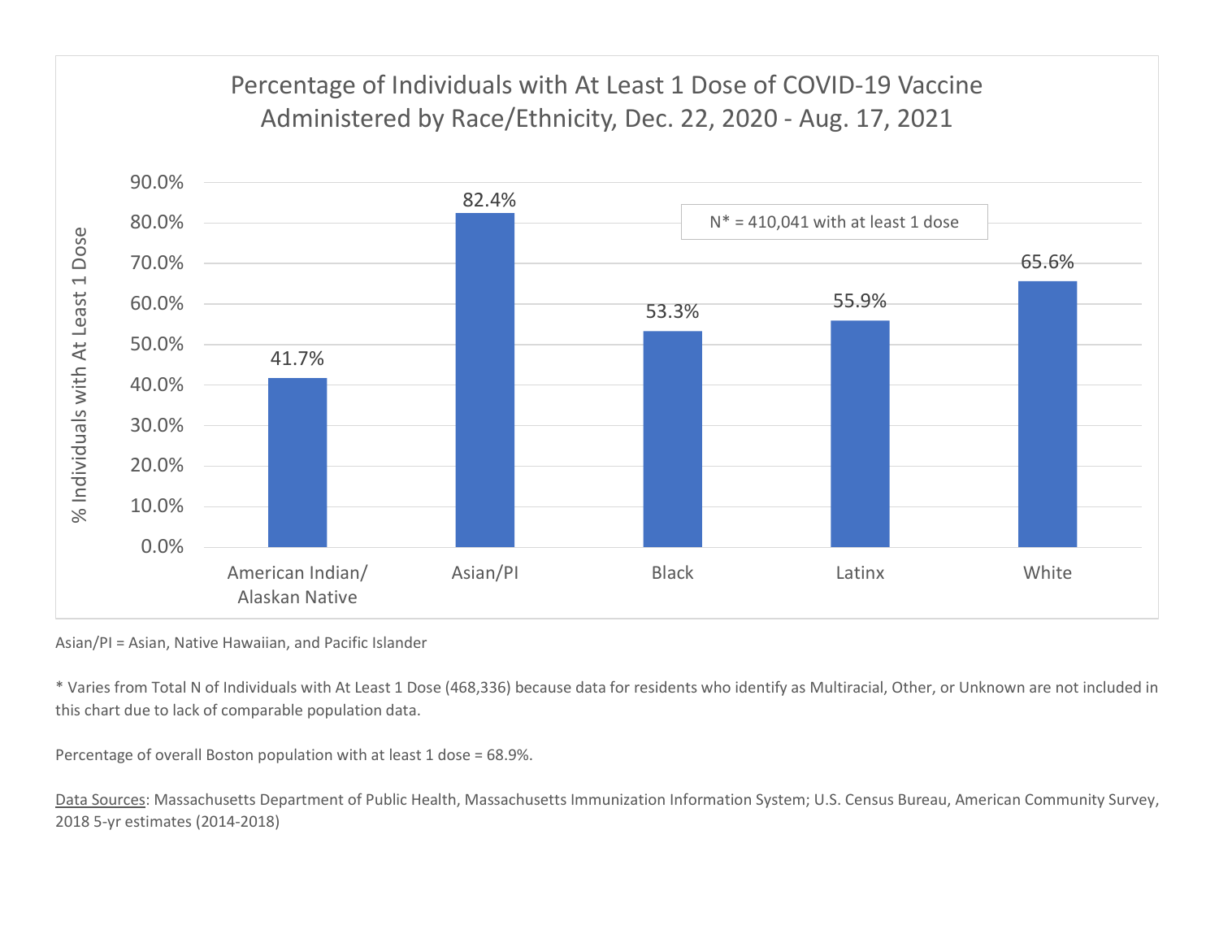## Percentage of Individuals with At Least 1 Dose of COVID-19 Vaccine Administered by Race/Ethnicity, Dec. 22, 2020 - Aug. 17, 2021

N* = 410,041 with at least 1 dose

| Race/Ethnicity | % Individuals with At Least 1 Dose |
|---|---|
| American Indian/ Alaskan Native | 41.7% |
| Asian/PI | 82.4% |
| Black | 53.3% |
| Latinx | 55.9% |
| White | 65.6% |

Asian/PI = Asian, Native Hawaiian, and Pacific Islander

* Varies from Total N of Individuals with At Least 1 Dose (468,336) because data for residents who identify as Multiracial, Other, or Unknown are not included in this chart due to lack of comparable population data.

Percentage of overall Boston population with at least 1 dose = 68.9%.

Data Sources: Massachusetts Department of Public Health, Massachusetts Immunization Information System; U.S. Census Bureau, American Community Survey, 2018 5-yr estimates (2014-2018)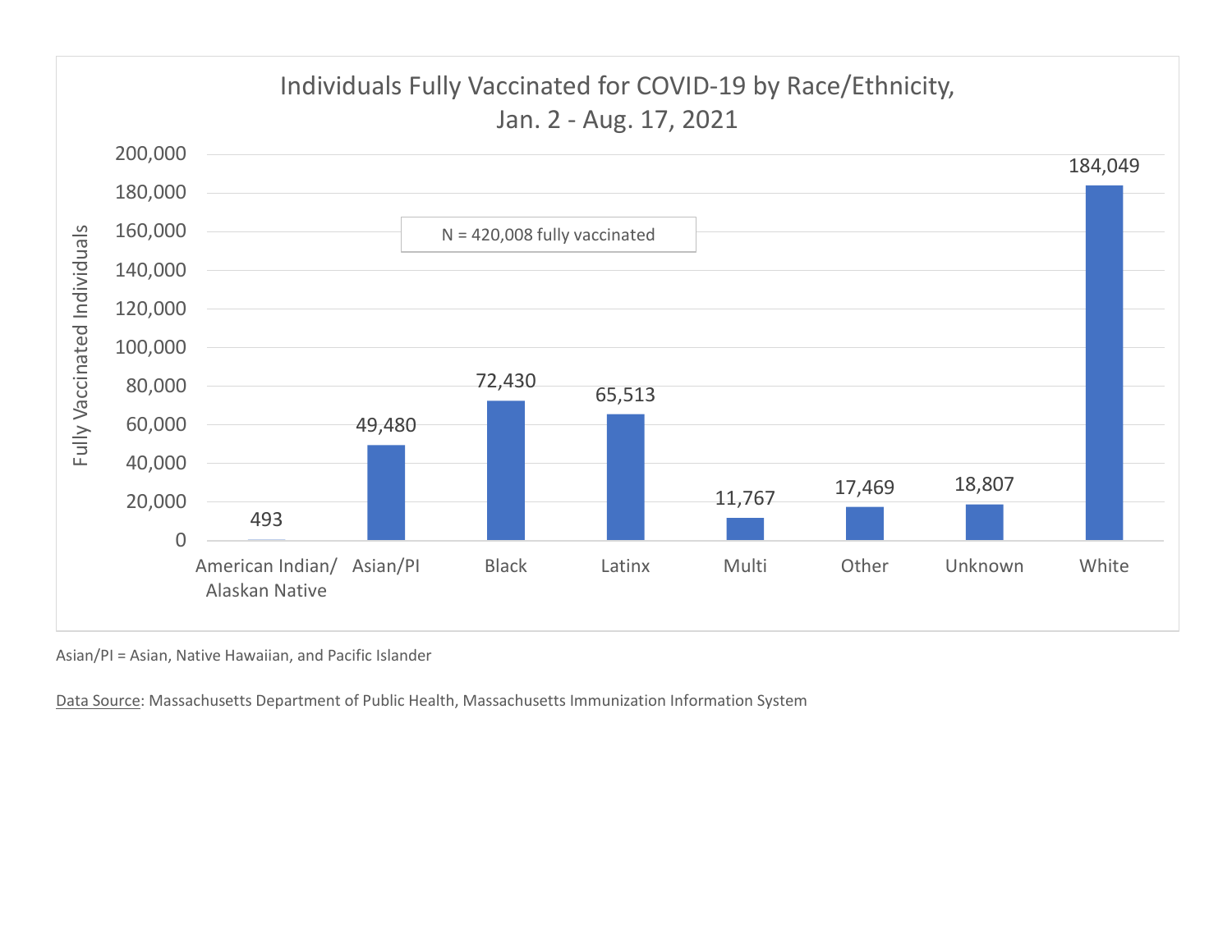## Individuals Fully Vaccinated for COVID-19 by Race/Ethnicity, Jan. 2 - Aug. 17, 2021

N = 420,008 fully vaccinated

| Race/Ethnicity | Fully Vaccinated Individuals |
|---|---|
| American Indian/ Alaskan Native | 493 |
| Asian/PI | 49,480 |
| Black | 72,430 |
| Latinx | 65,513 |
| Multi | 11,767 |
| Other | 17,469 |
| Unknown | 18,807 |
| White | 184,049 |

Asian/PI = Asian, Native Hawaiian, and Pacific Islander

Data Source: Massachusetts Department of Public Health, Massachusetts Immunization Information System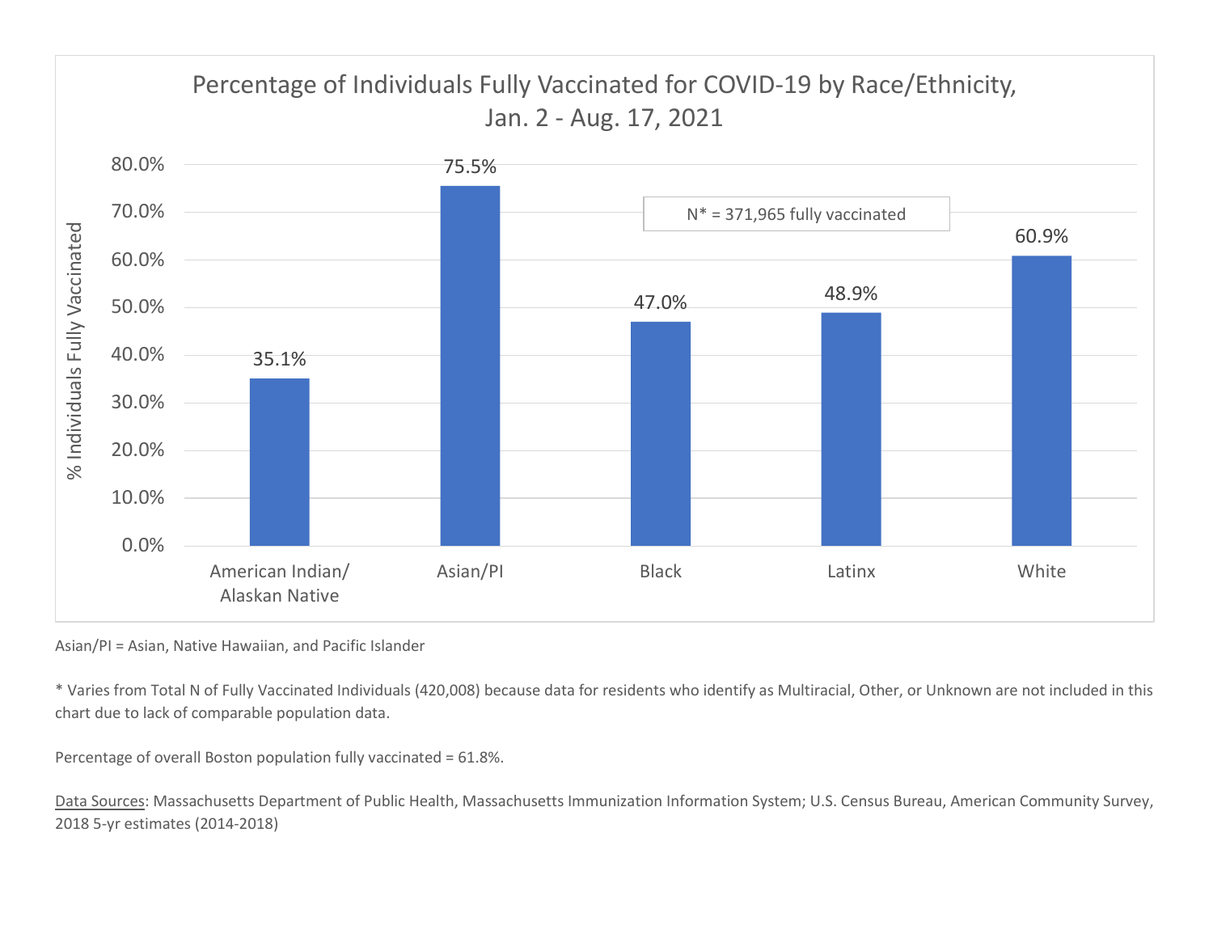## Percentage of Individuals Fully Vaccinated for COVID-19 by Race/Ethnicity, Jan. 2 - Aug. 17, 2021

N* = 371,965 fully vaccinated

| Race/Ethnicity | % Individuals Fully Vaccinated |
| --- | --- |
| American Indian/ Alaskan Native | 35.1% |
| Asian/PI | 75.5% |
| Black | 47.0% |
| Latinx | 48.9% |
| White | 60.9% |

Asian/PI = Asian, Native Hawaiian, and Pacific Islander

* Varies from Total N of Fully Vaccinated Individuals (420,008) because data for residents who identify as Multiracial, Other, or Unknown are not included in this chart due to lack of comparable population data.

Percentage of overall Boston population fully vaccinated = 61.8%.

Data Sources: Massachusetts Department of Public Health, Massachusetts Immunization Information System; U.S. Census Bureau, American Community Survey, 2018 5-yr estimates (2014-2018)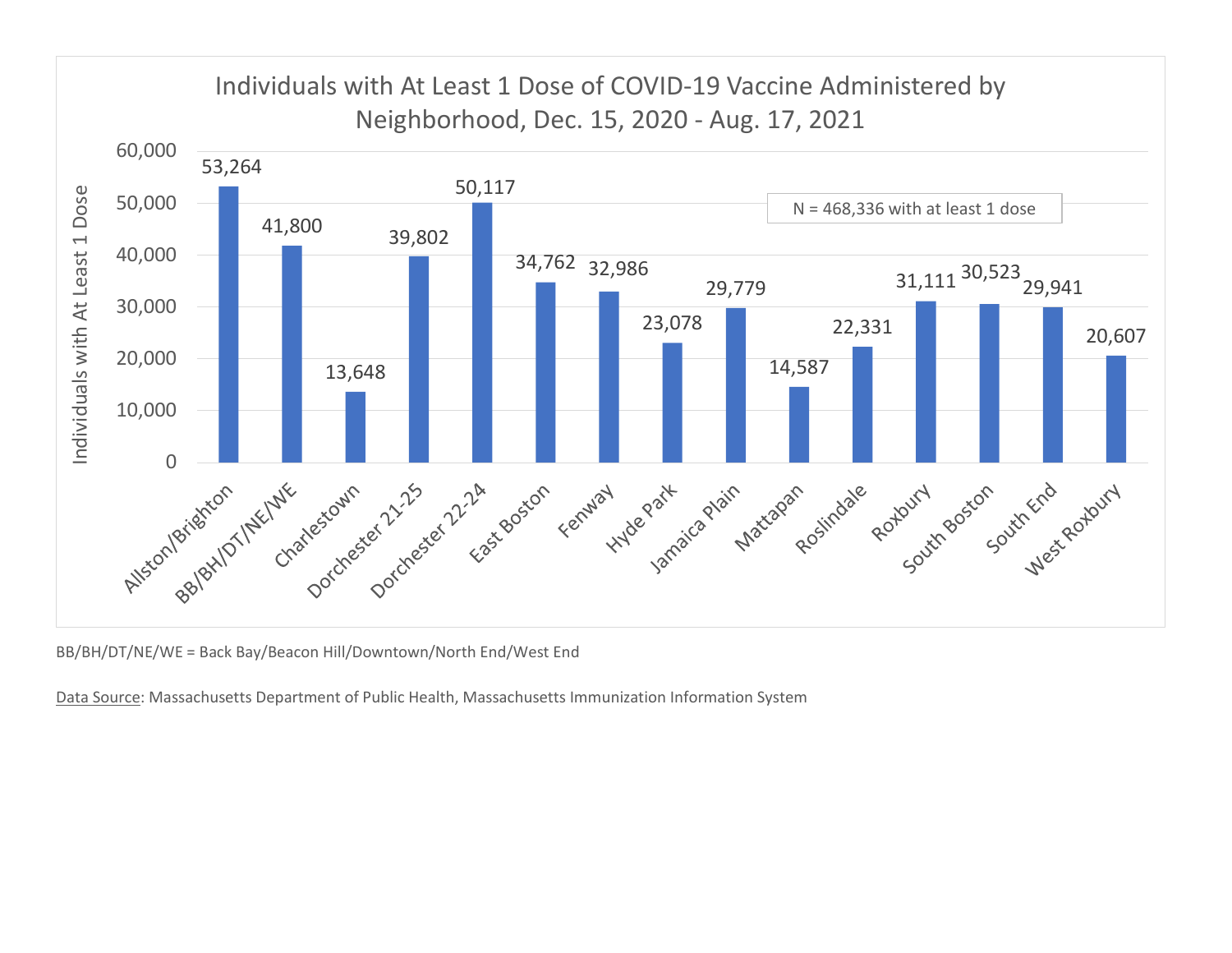## Individuals with At Least 1 Dose of COVID-19 Vaccine Administered by Neighborhood, Dec. 15, 2020 - Aug. 17, 2021

N = 468,336 with at least 1 dose

| Neighborhood | Individuals with At Least 1 Dose |
| --- | --- |
| Allston/Brighton | 53,264 |
| BB/BH/DT/NE/WE | 41,800 |
| Charlestown | 13,648 |
| Dorchester 21-25 | 39,802 |
| Dorchester 22-24 | 50,117 |
| East Boston | 34,762 |
| Fenway | 32,986 |
| Hyde Park | 23,078 |
| Jamaica Plain | 29,779 |
| Mattapan | 14,587 |
| Roslindale | 22,331 |
| Roxbury | 31,111 |
| South Boston | 30,523 |
| South End | 29,941 |
| West Roxbury | 20,607 |

BB/BH/DT/NE/WE = Back Bay/Beacon Hill/Downtown/North End/West End

Data Source: Massachusetts Department of Public Health, Massachusetts Immunization Information System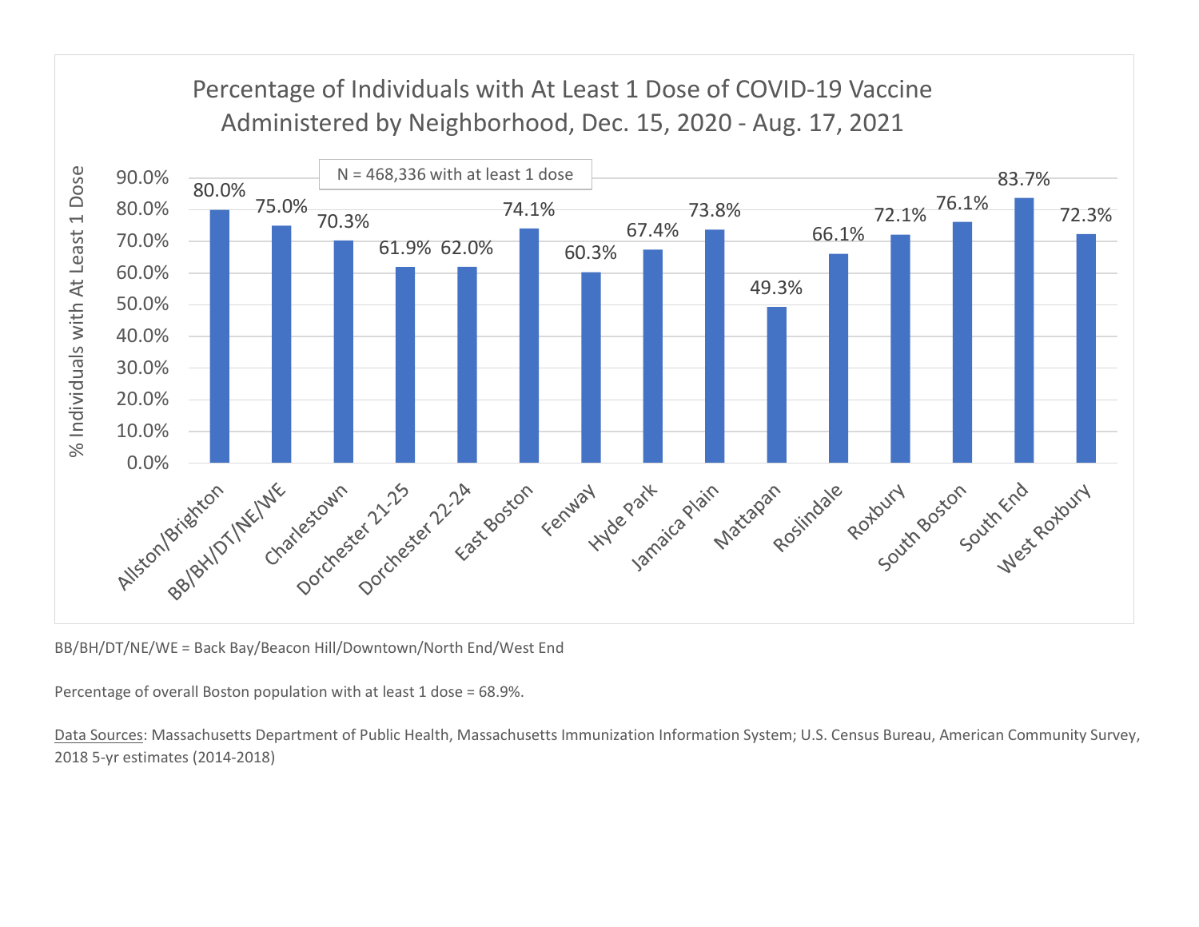## Percentage of Individuals with At Least 1 Dose of COVID-19 Vaccine Administered by Neighborhood, Dec. 15, 2020 - Aug. 17, 2021

N = 468,336 with at least 1 dose

| Neighborhood | % Individuals with At Least 1 Dose |
| --- | --- |
| Allston/Brighton | 80.0% |
| BB/BH/DT/NE/WE | 75.0% |
| Charlestown | 70.3% |
| Dorchester 21-25 | 61.9% |
| Dorchester 22-24 | 62.0% |
| East Boston | 74.1% |
| Fenway | 60.3% |
| Hyde Park | 67.4% |
| Jamaica Plain | 73.8% |
| Mattapan | 49.3% |
| Roslindale | 66.1% |
| Roxbury | 72.1% |
| South Boston | 76.1% |
| South End | 83.7% |
| West Roxbury | 72.3% |

BB/BH/DT/NE/WE = Back Bay/Beacon Hill/Downtown/North End/West End

Percentage of overall Boston population with at least 1 dose = 68.9%.

Data Sources: Massachusetts Department of Public Health, Massachusetts Immunization Information System; U.S. Census Bureau, American Community Survey, 2018 5-yr estimates (2014-2018)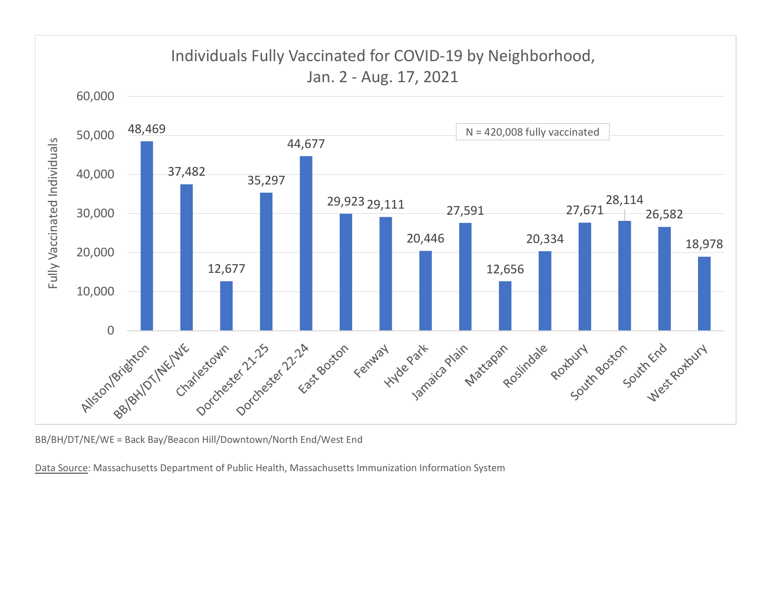## Individuals Fully Vaccinated for COVID-19 by Neighborhood, Jan. 2 - Aug. 17, 2021

N = 420,008 fully vaccinated

| Neighborhood | Fully Vaccinated Individuals |
|---|---|
| Allston/Brighton | 48,469 |
| BB/BH/DT/NE/WE | 37,482 |
| Charlestown | 12,677 |
| Dorchester 21-25 | 35,297 |
| Dorchester 22-24 | 44,677 |
| East Boston | 29,923 |
| Fenway | 29,111 |
| Hyde Park | 20,446 |
| Jamaica Plain | 27,591 |
| Mattapan | 12,656 |
| Roslindale | 20,334 |
| Roxbury | 27,671 |
| South Boston | 28,114 |
| South End | 26,582 |
| West Roxbury | 18,978 |

BB/BH/DT/NE/WE = Back Bay/Beacon Hill/Downtown/North End/West End

Data Source: Massachusetts Department of Public Health, Massachusetts Immunization Information System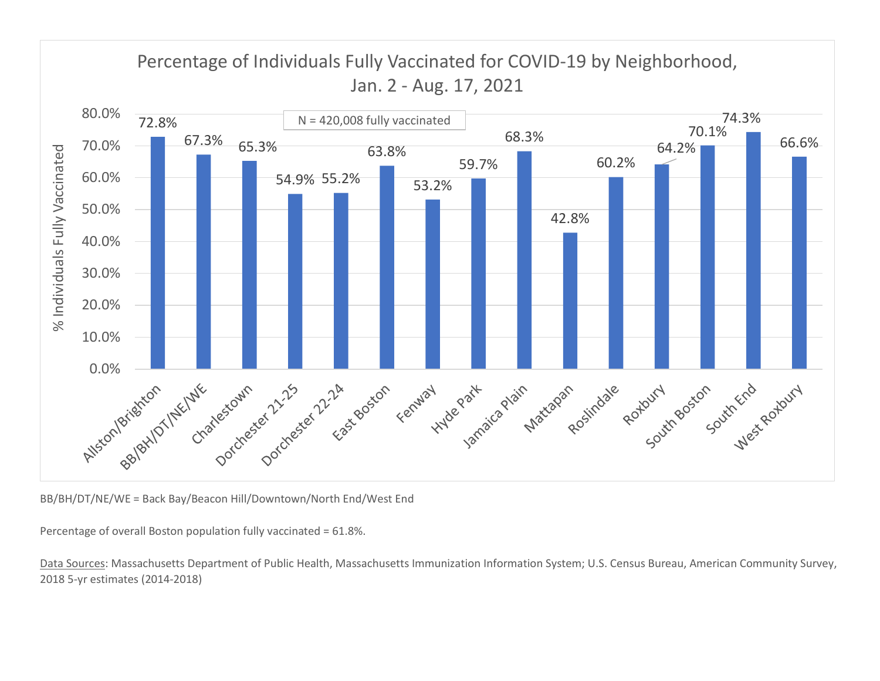## Percentage of Individuals Fully Vaccinated for COVID-19 by Neighborhood, Jan. 2 - Aug. 17, 2021

N = 420,008 fully vaccinated

| Neighborhood | % Individuals Fully Vaccinated |
| --- | --- |
| Allston/Brighton | 72.8% |
| BB/BH/DT/NE/WE | 67.3% |
| Charlestown | 65.3% |
| Dorchester 21-25 | 54.9% |
| Dorchester 22-24 | 55.2% |
| East Boston | 63.8% |
| Fenway | 53.2% |
| Hyde Park | 59.7% |
| Jamaica Plain | 68.3% |
| Mattapan | 42.8% |
| Roslindale | 60.2% |
| Roxbury | 64.2% |
| South Boston | 70.1% |
| South End | 74.3% |
| West Roxbury | 66.6% |

BB/BH/DT/NE/WE = Back Bay/Beacon Hill/Downtown/North End/West End

Percentage of overall Boston population fully vaccinated = 61.8%.

Data Sources: Massachusetts Department of Public Health, Massachusetts Immunization Information System; U.S. Census Bureau, American Community Survey, 2018 5-yr estimates (2014-2018)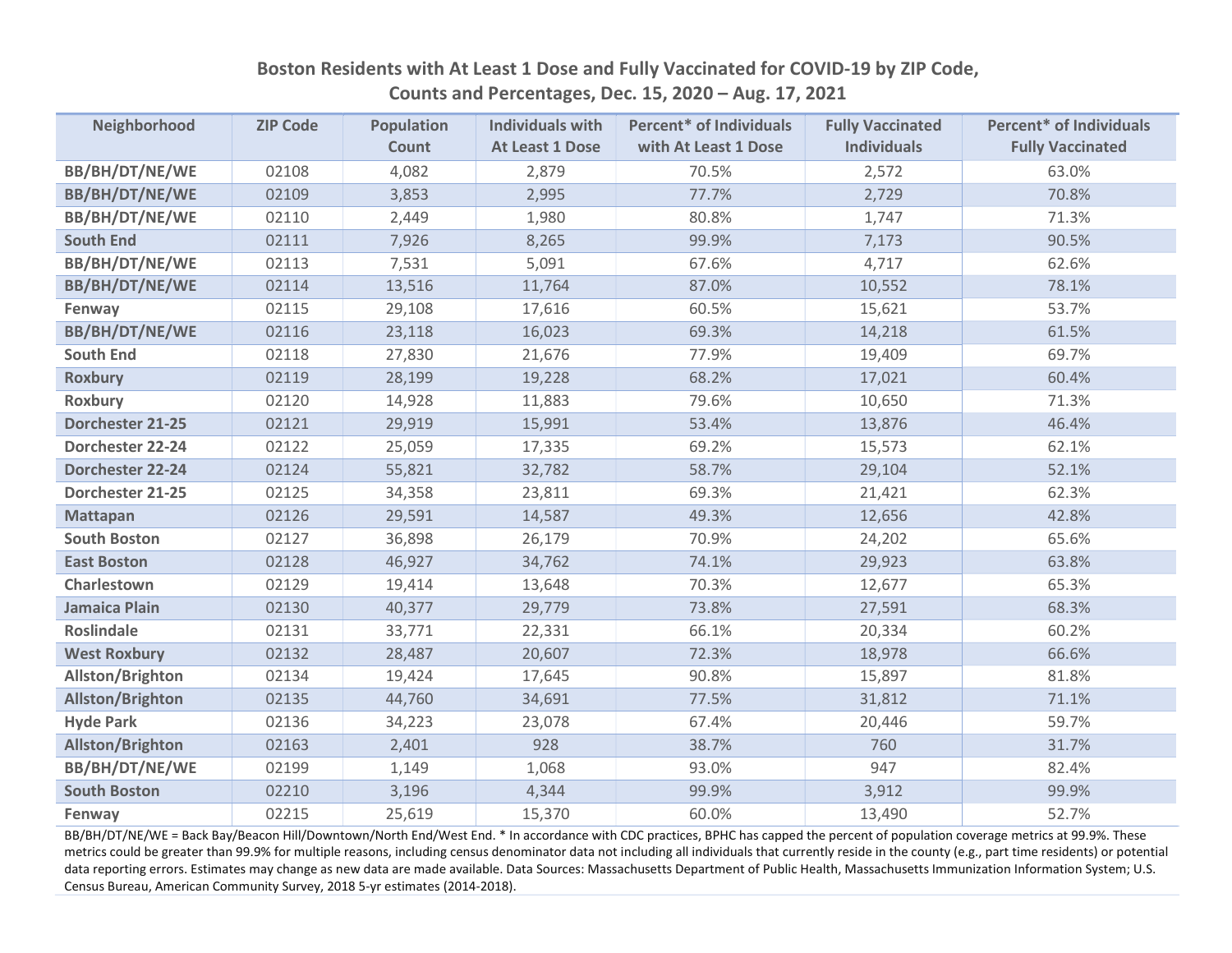## Boston Residents with At Least 1 Dose and Fully Vaccinated for COVID-19 by ZIP Code, Counts and Percentages, Dec. 15, 2020 – Aug. 17, 2021

| Neighborhood | ZIP Code | Population Count | Individuals with At Least 1 Dose | Percent* of Individuals with At Least 1 Dose | Fully Vaccinated Individuals | Percent* of Individuals Fully Vaccinated |
|---|---|---|---|---|---|---|
| BB/BH/DT/NE/WE | 02108 | 4,082 | 2,879 | 70.5% | 2,572 | 63.0% |
| BB/BH/DT/NE/WE | 02109 | 3,853 | 2,995 | 77.7% | 2,729 | 70.8% |
| BB/BH/DT/NE/WE | 02110 | 2,449 | 1,980 | 80.8% | 1,747 | 71.3% |
| South End | 02111 | 7,926 | 8,265 | 99.9% | 7,173 | 90.5% |
| BB/BH/DT/NE/WE | 02113 | 7,531 | 5,091 | 67.6% | 4,717 | 62.6% |
| BB/BH/DT/NE/WE | 02114 | 13,516 | 11,764 | 87.0% | 10,552 | 78.1% |
| Fenway | 02115 | 29,108 | 17,616 | 60.5% | 15,621 | 53.7% |
| BB/BH/DT/NE/WE | 02116 | 23,118 | 16,023 | 69.3% | 14,218 | 61.5% |
| South End | 02118 | 27,830 | 21,676 | 77.9% | 19,409 | 69.7% |
| Roxbury | 02119 | 28,199 | 19,228 | 68.2% | 17,021 | 60.4% |
| Roxbury | 02120 | 14,928 | 11,883 | 79.6% | 10,650 | 71.3% |
| Dorchester 21-25 | 02121 | 29,919 | 15,991 | 53.4% | 13,876 | 46.4% |
| Dorchester 22-24 | 02122 | 25,059 | 17,335 | 69.2% | 15,573 | 62.1% |
| Dorchester 22-24 | 02124 | 55,821 | 32,782 | 58.7% | 29,104 | 52.1% |
| Dorchester 21-25 | 02125 | 34,358 | 23,811 | 69.3% | 21,421 | 62.3% |
| Mattapan | 02126 | 29,591 | 14,587 | 49.3% | 12,656 | 42.8% |
| South Boston | 02127 | 36,898 | 26,179 | 70.9% | 24,202 | 65.6% |
| East Boston | 02128 | 46,927 | 34,762 | 74.1% | 29,923 | 63.8% |
| Charlestown | 02129 | 19,414 | 13,648 | 70.3% | 12,677 | 65.3% |
| Jamaica Plain | 02130 | 40,377 | 29,779 | 73.8% | 27,591 | 68.3% |
| Roslindale | 02131 | 33,771 | 22,331 | 66.1% | 20,334 | 60.2% |
| West Roxbury | 02132 | 28,487 | 20,607 | 72.3% | 18,978 | 66.6% |
| Allston/Brighton | 02134 | 19,424 | 17,645 | 90.8% | 15,897 | 81.8% |
| Allston/Brighton | 02135 | 44,760 | 34,691 | 77.5% | 31,812 | 71.1% |
| Hyde Park | 02136 | 34,223 | 23,078 | 67.4% | 20,446 | 59.7% |
| Allston/Brighton | 02163 | 2,401 | 928 | 38.7% | 760 | 31.7% |
| BB/BH/DT/NE/WE | 02199 | 1,149 | 1,068 | 93.0% | 947 | 82.4% |
| South Boston | 02210 | 3,196 | 4,344 | 99.9% | 3,912 | 99.9% |
| Fenway | 02215 | 25,619 | 15,370 | 60.0% | 13,490 | 52.7% |

BB/BH/DT/NE/WE = Back Bay/Beacon Hill/Downtown/North End/West End. * In accordance with CDC practices, BPHC has capped the percent of population coverage metrics at 99.9%. These metrics could be greater than 99.9% for multiple reasons, including census denominator data not including all individuals that currently reside in the county (e.g., part time residents) or potential data reporting errors. Estimates may change as new data are made available. Data Sources: Massachusetts Department of Public Health, Massachusetts Immunization Information System; U.S. Census Bureau, American Community Survey, 2018 5-yr estimates (2014-2018).